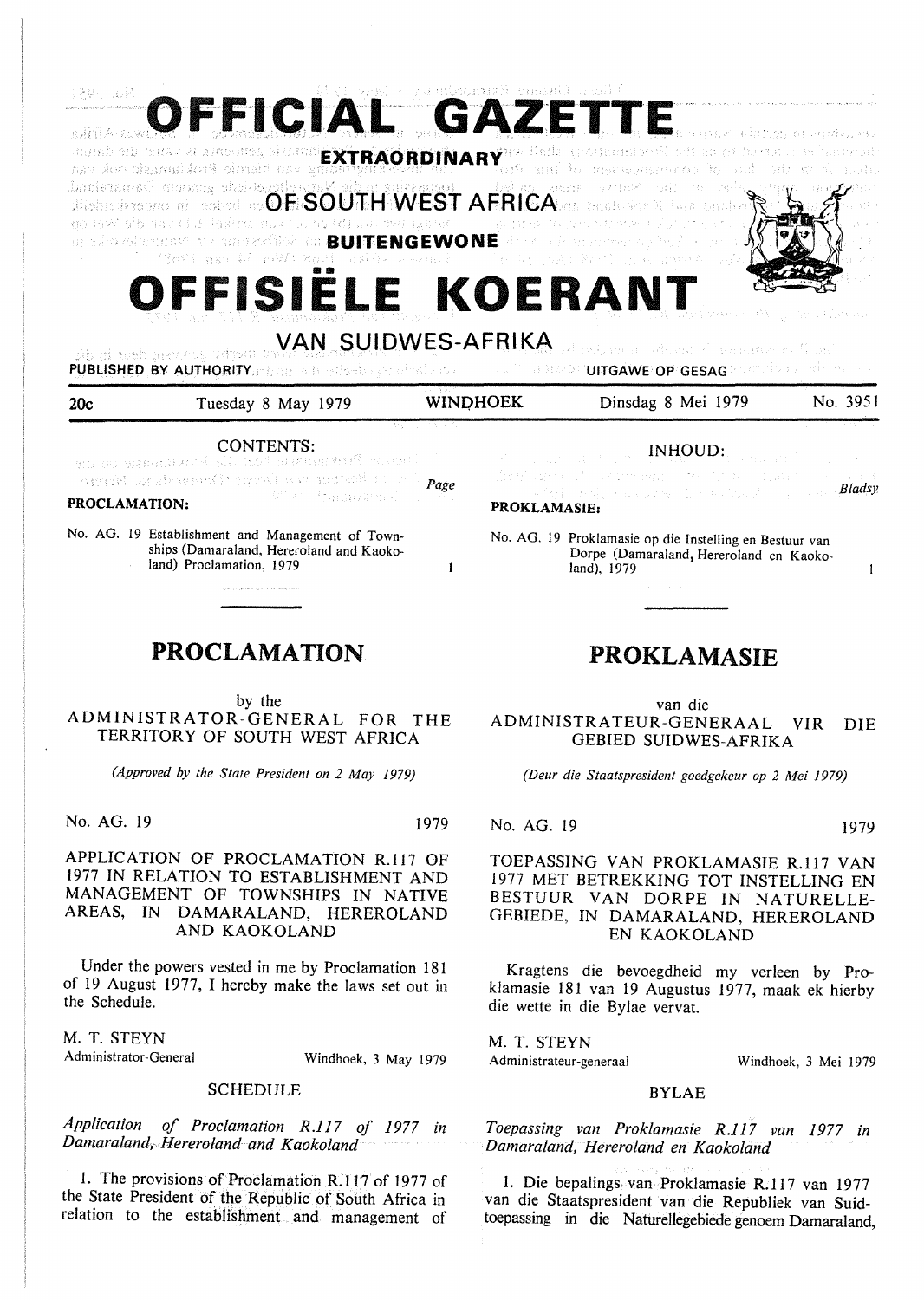# OFFICIAL GAZETTE

## EXTRAORDINARY

## OF SOUTH WEST AFRICA

## BUITENGEWONE

# OFFISIËLE KOERANT

## VAN SUIDWES-AFRIKA

PUBLISHED BY AUTHORITY — UITGAWE OP GESAG

| 20c | Tuesday 8 May 1979 | WINDHOEK | Dinsdag 8 Mei 1979 | No. 3951 |
|---|---|---|---|---|

CONTENTS:

| | Page |
|---|---|
| **PROCLAMATION:** | |
| No. AG. 19 Establishment and Management of Townships (Damaraland, Hereroland and Kaokoland) Proclamation, 1979 | 1 |

## PROCLAMATION

by the
ADMINISTRATOR-GENERAL FOR THE TERRITORY OF SOUTH WEST AFRICA

*(Approved by the State President on 2 May 1979)*

No. AG. 19 — 1979

APPLICATION OF PROCLAMATION R.117 OF 1977 IN RELATION TO ESTABLISHMENT AND MANAGEMENT OF TOWNSHIPS IN NATIVE AREAS, IN DAMARALAND, HEREROLAND AND KAOKOLAND

Under the powers vested in me by Proclamation 181 of 19 August 1977, I hereby make the laws set out in the Schedule.

M. T. STEYN
Administrator-General — Windhoek, 3 May 1979

SCHEDULE

*Application of Proclamation R.117 of 1977 in Damaraland, Hereroland and Kaokoland*

1. The provisions of Proclamation R.117 of 1977 of the State President of the Republic of South Africa in relation to the establishment and management of

INHOUD:

| | Bladsy |
|---|---|
| **PROKLAMASIE:** | |
| No. AG. 19 Proklamasie op die Instelling en Bestuur van Dorpe (Damaraland, Hereroland en Kaokoland), 1979 | 1 |

## PROKLAMASIE

van die
ADMINISTRATEUR-GENERAAL VIR DIE GEBIED SUIDWES-AFRIKA

*(Deur die Staatspresident goedgekeur op 2 Mei 1979)*

No. AG. 19 — 1979

TOEPASSING VAN PROKLAMASIE R.117 VAN 1977 MET BETREKKING TOT INSTELLING EN BESTUUR VAN DORPE IN NATURELLE-GEBIEDE, IN DAMARALAND, HEREROLAND EN KAOKOLAND

Kragtens die bevoegdheid my verleen by Proklamasie 181 van 19 Augustus 1977, maak ek hierby die wette in die Bylae vervat.

M. T. STEYN
Administrateur-generaal — Windhoek, 3 Mei 1979

BYLAE

*Toepassing van Proklamasie R.117 van 1977 in Damaraland, Hereroland en Kaokoland*

1. Die bepalings van Proklamasie R.117 van 1977 van die Staatspresident van die Republiek van Suid-toepassing in die Naturellegebiede genoem Damaraland,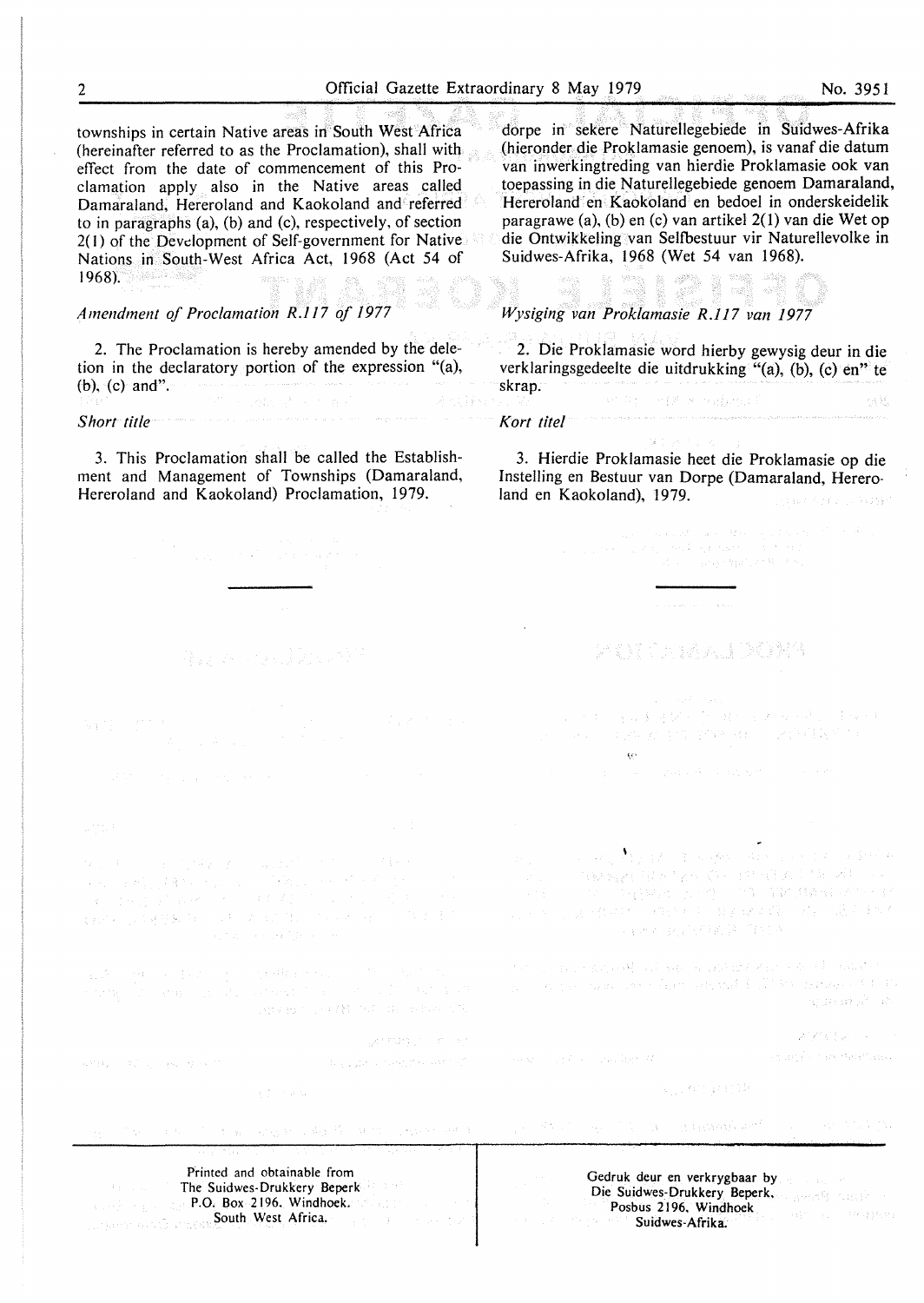townships in certain Native areas in South West Africa (hereinafter referred to as the Proclamation), shall with effect from the date of commencement of this Proclamation apply also in the Native areas called Damaraland, Hereroland and Kaokoland and referred to in paragraphs (a), (b) and (c), respectively, of section 2(1) of the Development of Self-government for Native Nations in South-West Africa Act, 1968 (Act 54 of 1968).

*Amendment of Proclamation R.117 of 1977*

2. The Proclamation is hereby amended by the deletion in the declaratory portion of the expression "(a), (b), (c) and".

*Short title*

3. This Proclamation shall be called the Establishment and Management of Townships (Damaraland, Hereroland and Kaokoland) Proclamation, 1979.

dorpe in sekere Naturellegebiede in Suidwes-Afrika (hieronder die Proklamasie genoem), is vanaf die datum van inwerkingtreding van hierdie Proklamasie ook van toepassing in die Naturellegebiede genoem Damaraland, Hereroland en Kaokoland en bedoel in onderskeidelik paragrawe (a), (b) en (c) van artikel 2(1) van die Wet op die Ontwikkeling van Selfbestuur vir Naturellevolke in Suidwes-Afrika, 1968 (Wet 54 van 1968).

*Wysiging van Proklamasie R.117 van 1977*

2. Die Proklamasie word hierby gewysig deur in die verklaringsgedeelte die uitdrukking "(a), (b), (c) en" te skrap.

*Kort titel*

3. Hierdie Proklamasie heet die Proklamasie op die Instelling en Bestuur van Dorpe (Damaraland, Hereroland en Kaokoland), 1979.

---

Printed and obtainable from
The Suidwes-Drukkery Beperk
P.O. Box 2196, Windhoek.
South West Africa.

Gedruk deur en verkrygbaar by
Die Suidwes-Drukkery Beperk,
Posbus 2196, Windhoek
Suidwes-Afrika.